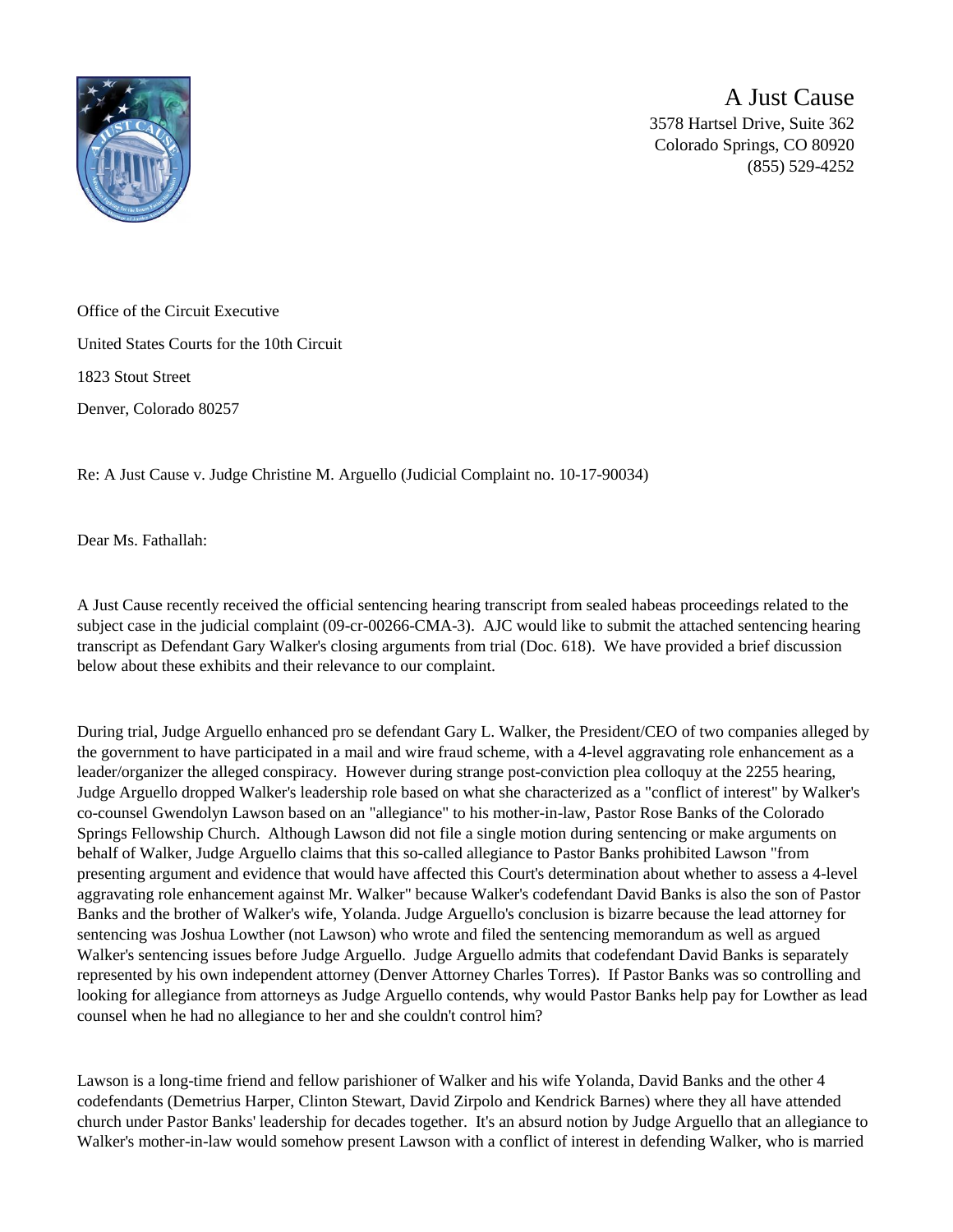A Just Cause
3578 Hartsel Drive, Suite 362
Colorado Springs, CO 80920
(855) 529-4252

Office of the Circuit Executive

United States Courts for the 10th Circuit

1823 Stout Street

Denver, Colorado 80257

Re: A Just Cause v. Judge Christine M. Arguello (Judicial Complaint no. 10-17-90034)

Dear Ms. Fathallah:

A Just Cause recently received the official sentencing hearing transcript from sealed habeas proceedings related to the subject case in the judicial complaint (09-cr-00266-CMA-3). AJC would like to submit the attached sentencing hearing transcript as Defendant Gary Walker's closing arguments from trial (Doc. 618). We have provided a brief discussion below about these exhibits and their relevance to our complaint.

During trial, Judge Arguello enhanced pro se defendant Gary L. Walker, the President/CEO of two companies alleged by the government to have participated in a mail and wire fraud scheme, with a 4-level aggravating role enhancement as a leader/organizer the alleged conspiracy. However during strange post-conviction plea colloquy at the 2255 hearing, Judge Arguello dropped Walker's leadership role based on what she characterized as a "conflict of interest" by Walker's co-counsel Gwendolyn Lawson based on an "allegiance" to his mother-in-law, Pastor Rose Banks of the Colorado Springs Fellowship Church. Although Lawson did not file a single motion during sentencing or make arguments on behalf of Walker, Judge Arguello claims that this so-called allegiance to Pastor Banks prohibited Lawson "from presenting argument and evidence that would have affected this Court's determination about whether to assess a 4-level aggravating role enhancement against Mr. Walker" because Walker's codefendant David Banks is also the son of Pastor Banks and the brother of Walker's wife, Yolanda. Judge Arguello's conclusion is bizarre because the lead attorney for sentencing was Joshua Lowther (not Lawson) who wrote and filed the sentencing memorandum as well as argued Walker's sentencing issues before Judge Arguello. Judge Arguello admits that codefendant David Banks is separately represented by his own independent attorney (Denver Attorney Charles Torres). If Pastor Banks was so controlling and looking for allegiance from attorneys as Judge Arguello contends, why would Pastor Banks help pay for Lowther as lead counsel when he had no allegiance to her and she couldn't control him?

Lawson is a long-time friend and fellow parishioner of Walker and his wife Yolanda, David Banks and the other 4 codefendants (Demetrius Harper, Clinton Stewart, David Zirpolo and Kendrick Barnes) where they all have attended church under Pastor Banks' leadership for decades together. It's an absurd notion by Judge Arguello that an allegiance to Walker's mother-in-law would somehow present Lawson with a conflict of interest in defending Walker, who is married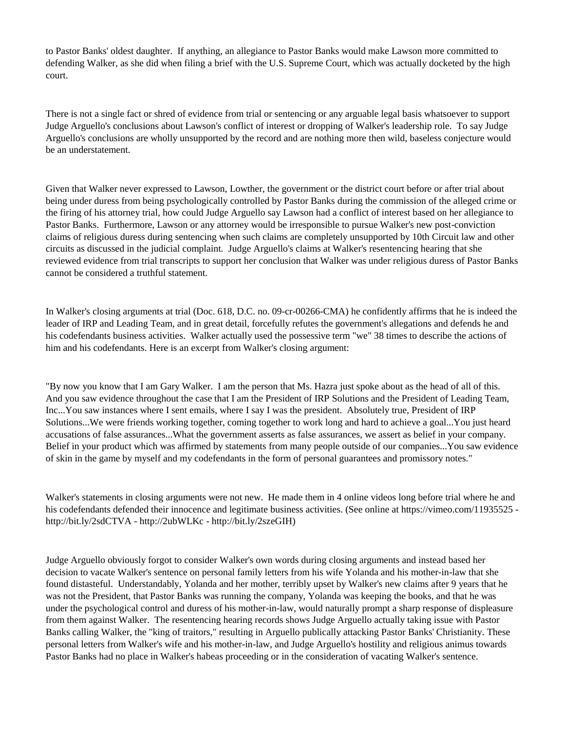to Pastor Banks' oldest daughter. If anything, an allegiance to Pastor Banks would make Lawson more committed to defending Walker, as she did when filing a brief with the U.S. Supreme Court, which was actually docketed by the high court.

There is not a single fact or shred of evidence from trial or sentencing or any arguable legal basis whatsoever to support Judge Arguello's conclusions about Lawson's conflict of interest or dropping of Walker's leadership role. To say Judge Arguello's conclusions are wholly unsupported by the record and are nothing more then wild, baseless conjecture would be an understatement.

Given that Walker never expressed to Lawson, Lowther, the government or the district court before or after trial about being under duress from being psychologically controlled by Pastor Banks during the commission of the alleged crime or the firing of his attorney trial, how could Judge Arguello say Lawson had a conflict of interest based on her allegiance to Pastor Banks. Furthermore, Lawson or any attorney would be irresponsible to pursue Walker's new post-conviction claims of religious duress during sentencing when such claims are completely unsupported by 10th Circuit law and other circuits as discussed in the judicial complaint. Judge Arguello's claims at Walker's resentencing hearing that she reviewed evidence from trial transcripts to support her conclusion that Walker was under religious duress of Pastor Banks cannot be considered a truthful statement.

In Walker's closing arguments at trial (Doc. 618, D.C. no. 09-cr-00266-CMA) he confidently affirms that he is indeed the leader of IRP and Leading Team, and in great detail, forcefully refutes the government's allegations and defends he and his codefendants business activities. Walker actually used the possessive term "we" 38 times to describe the actions of him and his codefendants. Here is an excerpt from Walker's closing argument:

"By now you know that I am Gary Walker. I am the person that Ms. Hazra just spoke about as the head of all of this. And you saw evidence throughout the case that I am the President of IRP Solutions and the President of Leading Team, Inc...You saw instances where I sent emails, where I say I was the president. Absolutely true, President of IRP Solutions...We were friends working together, coming together to work long and hard to achieve a goal...You just heard accusations of false assurances...What the government asserts as false assurances, we assert as belief in your company. Belief in your product which was affirmed by statements from many people outside of our companies...You saw evidence of skin in the game by myself and my codefendants in the form of personal guarantees and promissory notes."

Walker's statements in closing arguments were not new. He made them in 4 online videos long before trial where he and his codefendants defended their innocence and legitimate business activities. (See online at https://vimeo.com/11935525 - http://bit.ly/2sdCTVA - http://2ubWLKc - http://bit.ly/2szeGIH)

Judge Arguello obviously forgot to consider Walker's own words during closing arguments and instead based her decision to vacate Walker's sentence on personal family letters from his wife Yolanda and his mother-in-law that she found distasteful. Understandably, Yolanda and her mother, terribly upset by Walker's new claims after 9 years that he was not the President, that Pastor Banks was running the company, Yolanda was keeping the books, and that he was under the psychological control and duress of his mother-in-law, would naturally prompt a sharp response of displeasure from them against Walker. The resentencing hearing records shows Judge Arguello actually taking issue with Pastor Banks calling Walker, the "king of traitors," resulting in Arguello publically attacking Pastor Banks' Christianity. These personal letters from Walker's wife and his mother-in-law, and Judge Arguello's hostility and religious animus towards Pastor Banks had no place in Walker's habeas proceeding or in the consideration of vacating Walker's sentence.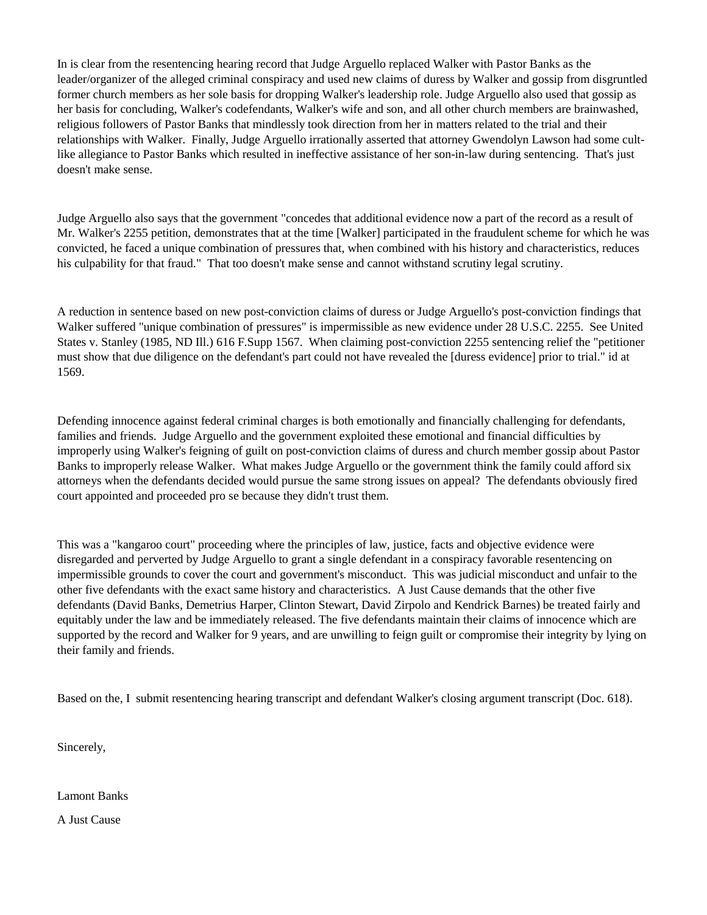In is clear from the resentencing hearing record that Judge Arguello replaced Walker with Pastor Banks as the leader/organizer of the alleged criminal conspiracy and used new claims of duress by Walker and gossip from disgruntled former church members as her sole basis for dropping Walker's leadership role. Judge Arguello also used that gossip as her basis for concluding, Walker's codefendants, Walker's wife and son, and all other church members are brainwashed, religious followers of Pastor Banks that mindlessly took direction from her in matters related to the trial and their relationships with Walker. Finally, Judge Arguello irrationally asserted that attorney Gwendolyn Lawson had some cult-like allegiance to Pastor Banks which resulted in ineffective assistance of her son-in-law during sentencing. That's just doesn't make sense.

Judge Arguello also says that the government "concedes that additional evidence now a part of the record as a result of Mr. Walker's 2255 petition, demonstrates that at the time [Walker] participated in the fraudulent scheme for which he was convicted, he faced a unique combination of pressures that, when combined with his history and characteristics, reduces his culpability for that fraud." That too doesn't make sense and cannot withstand scrutiny legal scrutiny.

A reduction in sentence based on new post-conviction claims of duress or Judge Arguello's post-conviction findings that Walker suffered "unique combination of pressures" is impermissible as new evidence under 28 U.S.C. 2255. See United States v. Stanley (1985, ND Ill.) 616 F.Supp 1567. When claiming post-conviction 2255 sentencing relief the "petitioner must show that due diligence on the defendant's part could not have revealed the [duress evidence] prior to trial." id at 1569.

Defending innocence against federal criminal charges is both emotionally and financially challenging for defendants, families and friends. Judge Arguello and the government exploited these emotional and financial difficulties by improperly using Walker's feigning of guilt on post-conviction claims of duress and church member gossip about Pastor Banks to improperly release Walker. What makes Judge Arguello or the government think the family could afford six attorneys when the defendants decided would pursue the same strong issues on appeal? The defendants obviously fired court appointed and proceeded pro se because they didn't trust them.

This was a "kangaroo court" proceeding where the principles of law, justice, facts and objective evidence were disregarded and perverted by Judge Arguello to grant a single defendant in a conspiracy favorable resentencing on impermissible grounds to cover the court and government's misconduct. This was judicial misconduct and unfair to the other five defendants with the exact same history and characteristics. A Just Cause demands that the other five defendants (David Banks, Demetrius Harper, Clinton Stewart, David Zirpolo and Kendrick Barnes) be treated fairly and equitably under the law and be immediately released. The five defendants maintain their claims of innocence which are supported by the record and Walker for 9 years, and are unwilling to feign guilt or compromise their integrity by lying on their family and friends.

Based on the, I submit resentencing hearing transcript and defendant Walker's closing argument transcript (Doc. 618).

Sincerely,

Lamont Banks

A Just Cause